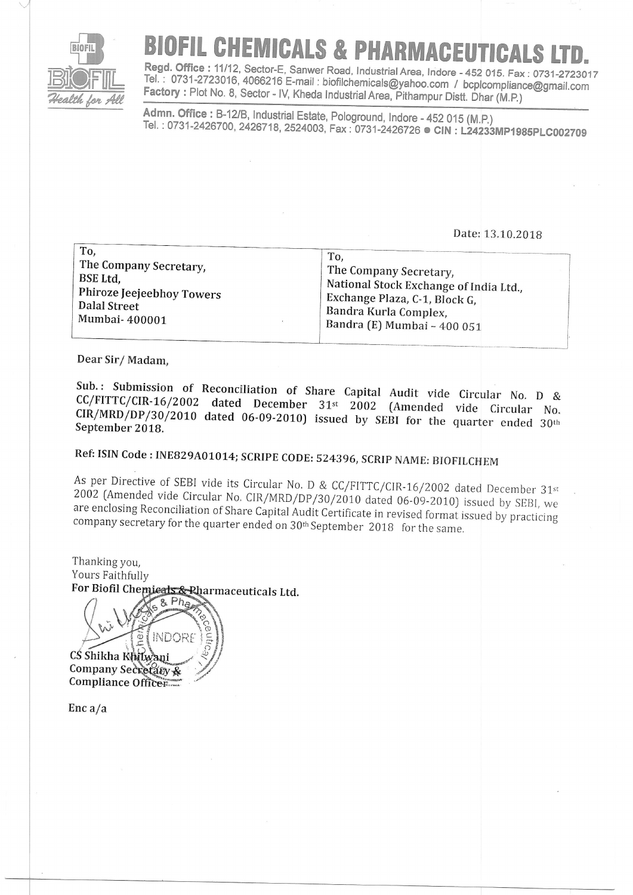# BIOFIL CHEMICALS & PHARMACEUTICALS LTD.

**Regd. Office :** 11/12, Sector-E, Sanwer Road, Industrial Area, Indore - 452 015. Fax : 0731-2723017
Tel. : 0731-2723016, 4066216 E-mail : biofilchemicals@yahoo.com / bcplcompliance@gmail.com
**Factory :** Plot No. 8, Sector - IV, Kheda Industrial Area, Pithampur Distt. Dhar (M.P.)

**Admn. Office :** B-12/B, Industrial Estate, Pologround, Indore - 452 015 (M.P.)
Tel. : 0731-2426700, 2426718, 2524003, Fax : 0731-2426726 ● **CIN : L24233MP1985PLC002709**

Date: 13.10.2018

| To, The Company Secretary, BSE Ltd, Phiroze Jeejeebhoy Towers Dalal Street Mumbai- 400001 | To, The Company Secretary, National Stock Exchange of India Ltd., Exchange Plaza, C-1, Block G, Bandra Kurla Complex, Bandra (E) Mumbai – 400 051 |
|---|---|

Dear Sir/ Madam,

**Sub.: Submission of Reconciliation of Share Capital Audit vide Circular No. D & CC/FITTC/CIR-16/2002 dated December 31st 2002 (Amended vide Circular No. CIR/MRD/DP/30/2010 dated 06-09-2010) issued by SEBI for the quarter ended 30th September 2018.**

**Ref: ISIN Code : INE829A01014; SCRIPE CODE: 524396, SCRIP NAME: BIOFILCHEM**

As per Directive of SEBI vide its Circular No. D & CC/FITTC/CIR-16/2002 dated December 31st 2002 (Amended vide Circular No. CIR/MRD/DP/30/2010 dated 06-09-2010) issued by SEBI, we are enclosing Reconciliation of Share Capital Audit Certificate in revised format issued by practicing company secretary for the quarter ended on 30th September 2018 for the same.

Thanking you,
Yours Faithfully
**For Biofil Chemicals & Pharmaceuticals Ltd.**

**CS Shikha Khilwani**
**Company Secretary &**
**Compliance Officer**

Enc a/a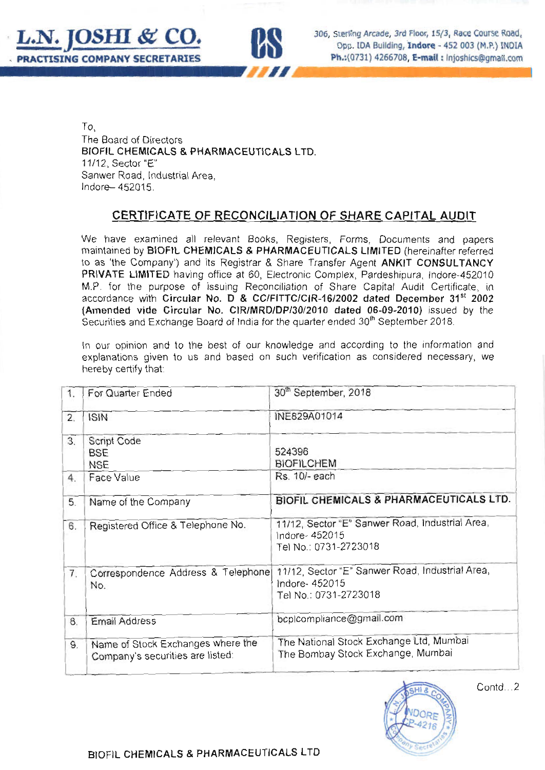**L.N. JOSHI & CO.**
**PRACTISING COMPANY SECRETARIES**

306, Sterling Arcade, 3rd Floor, 15/3, Race Course Road, Opp. IDA Building, Indore - 452 003 (M.P.) INDIA
Ph.:(0731) 4266708, E-mail : lnjoshics@gmail.com

To,
The Board of Directors
BIOFIL CHEMICALS & PHARMACEUTICALS LTD.
11/12, Sector "E"
Sanwer Road, Industrial Area,
Indore– 452015.

## CERTIFICATE OF RECONCILIATION OF SHARE CAPITAL AUDIT

We have examined all relevant Books, Registers, Forms, Documents and papers maintained by **BIOFIL CHEMICALS & PHARMACEUTICALS LIMITED** (hereinafter referred to as 'the Company') and its Registrar & Share Transfer Agent **ANKIT CONSULTANCY PRIVATE LIMITED** having office at 60, Electronic Complex, Pardeshipura, Indore-452010 M.P. for the purpose of issuing Reconciliation of Share Capital Audit Certificate, in accordance with **Circular No. D & CC/FITTC/CIR-16/2002 dated December 31st 2002 (Amended vide Circular No. CIR/MRD/DP/30/2010 dated 06-09-2010)** issued by the Securities and Exchange Board of India for the quarter ended 30th September 2018.

In our opinion and to the best of our knowledge and according to the information and explanations given to us and based on such verification as considered necessary, we hereby certify that:

| | | |
|---|---|---|
| 1. | For Quarter Ended | 30th September, 2018 |
| 2. | ISIN | INE829A01014 |
| 3. | Script Code<br>BSE<br>NSE | <br>524396<br>BIOFILCHEM |
| 4. | Face Value | Rs. 10/- each |
| 5. | Name of the Company | **BIOFIL CHEMICALS & PHARMACEUTICALS LTD.** |
| 6. | Registered Office & Telephone No. | 11/12, Sector "E" Sanwer Road, Industrial Area, Indore- 452015<br>Tel No.: 0731-2723018 |
| 7. | Correspondence Address & Telephone No. | 11/12, Sector "E" Sanwer Road, Industrial Area, Indore- 452015<br>Tel No.: 0731-2723018 |
| 8. | Email Address | bcplcompliance@gmail.com |
| 9. | Name of Stock Exchanges where the Company's securities are listed: | The National Stock Exchange Ltd, Mumbai<br>The Bombay Stock Exchange, Mumbai |

Contd...2

BIOFIL CHEMICALS & PHARMACEUTICALS LTD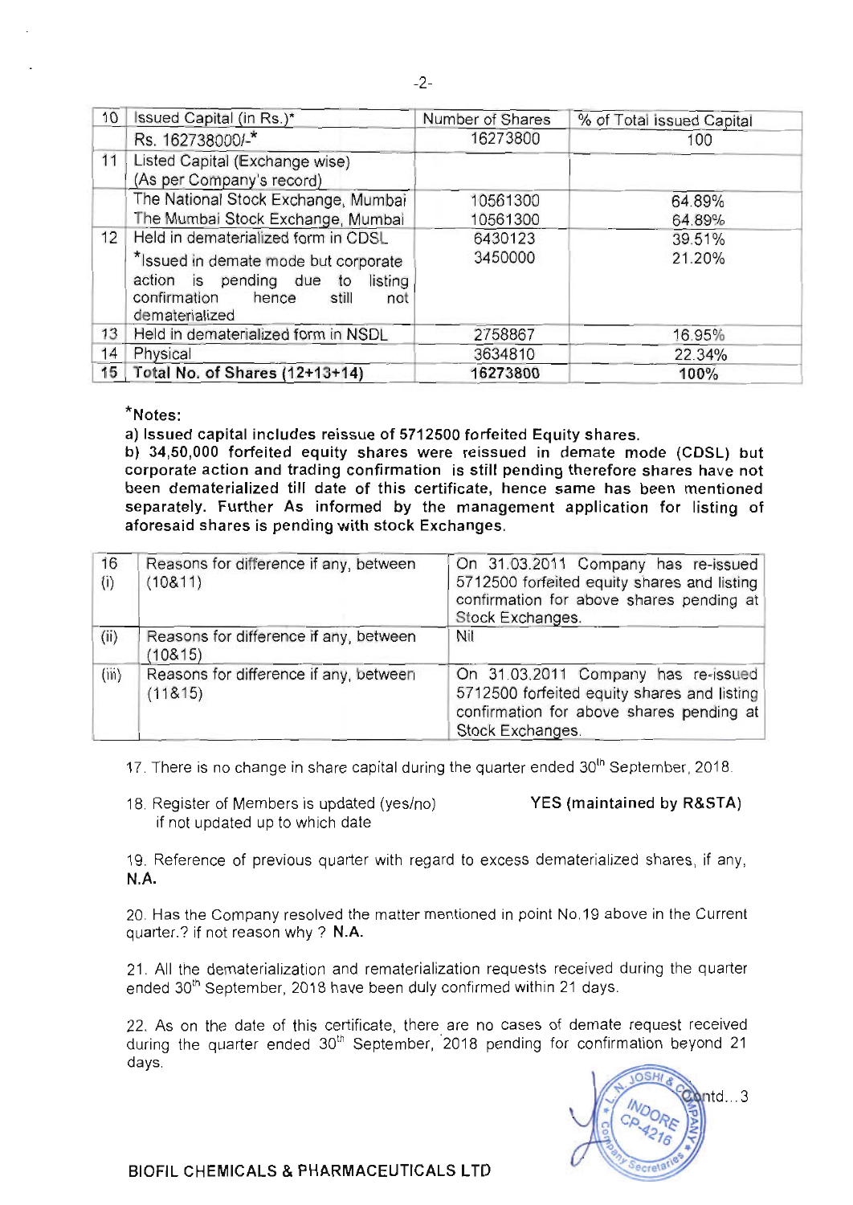| 10 | Issued Capital (in Rs.)* | Number of Shares | % of Total issued Capital |
|---|---|---|---|
| | Rs. 162738000/-* | 16273800 | 100 |
| 11 | Listed Capital (Exchange wise) (As per Company's record) | | |
| | The National Stock Exchange, Mumbai | 10561300 | 64.89% |
| | The Mumbai Stock Exchange, Mumbai | 10561300 | 64.89% |
| 12 | Held in dematerialized form in CDSL | 6430123 | 39.51% |
| | *Issued in demate mode but corporate action is pending due to listing confirmation hence still not dematerialized | 3450000 | 21.20% |
| 13 | Held in dematerialized form in NSDL | 2758867 | 16.95% |
| 14 | Physical | 3634810 | 22.34% |
| **15** | **Total No. of Shares (12+13+14)** | **16273800** | **100%** |

***Notes:**

**a) Issued capital includes reissue of 5712500 forfeited Equity shares.**

**b) 34,50,000 forfeited equity shares were reissued in demate mode (CDSL) but corporate action and trading confirmation is still pending therefore shares have not been dematerialized till date of this certificate, hence same has been mentioned separately. Further As informed by the management application for listing of aforesaid shares is pending with stock Exchanges.**

| | | |
|---|---|---|
| 16 (i) | Reasons for difference if any, between (10&11) | On 31.03.2011 Company has re-issued 5712500 forfeited equity shares and listing confirmation for above shares pending at Stock Exchanges. |
| (ii) | Reasons for difference if any, between (10&15) | Nil |
| (iii) | Reasons for difference if any, between (11&15) | On 31.03.2011 Company has re-issued 5712500 forfeited equity shares and listing confirmation for above shares pending at Stock Exchanges. |

17. There is no change in share capital during the quarter ended 30th September, 2018.

18. Register of Members is updated (yes/no) if not updated up to which date — **YES (maintained by R&STA)**

19. Reference of previous quarter with regard to excess dematerialized shares, if any, **N.A.**

20. Has the Company resolved the matter mentioned in point No.19 above in the Current quarter.? if not reason why ? **N.A.**

21. All the dematerialization and rematerialization requests received during the quarter ended 30th September, 2018 have been duly confirmed within 21 days.

22. As on the date of this certificate, there are no cases of demate request received during the quarter ended 30th September, 2018 pending for confirmation beyond 21 days.

Contd...3

**BIOFIL CHEMICALS & PHARMACEUTICALS LTD**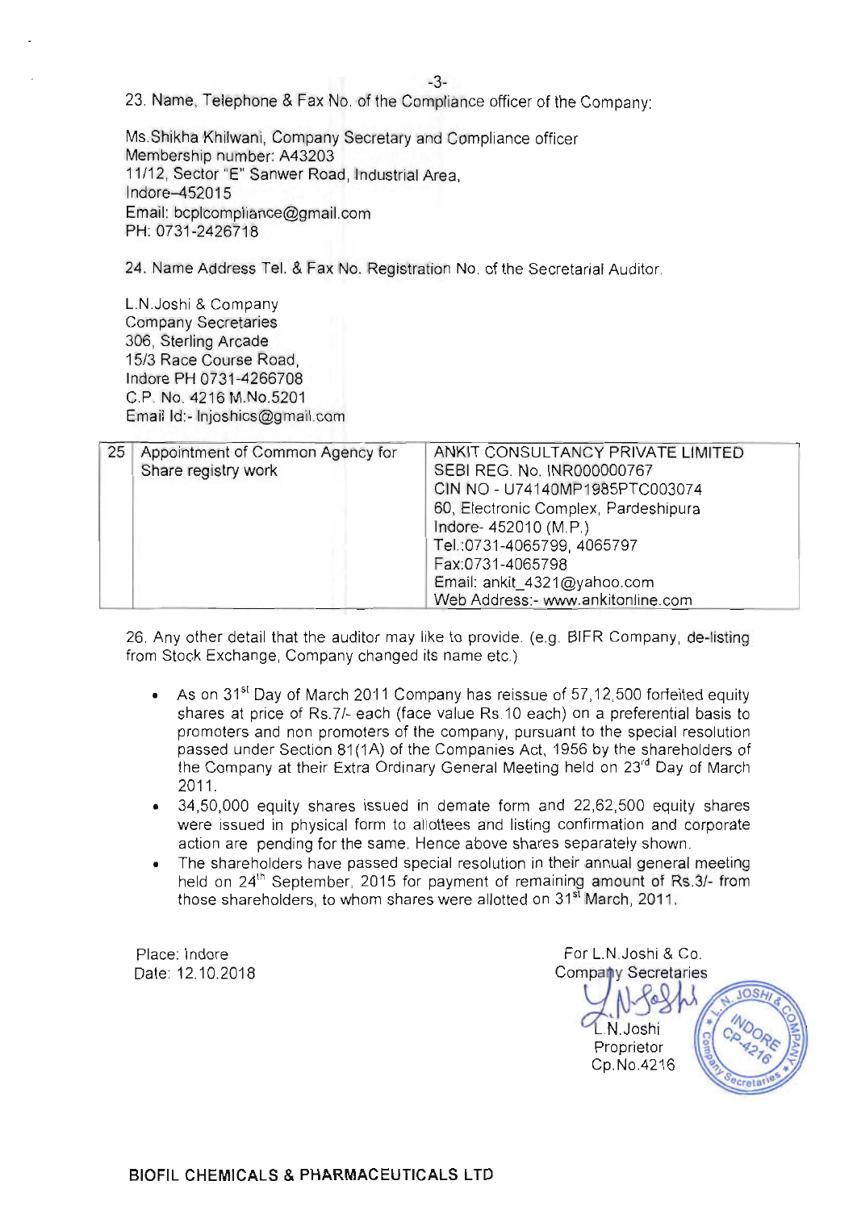23. Name, Telephone & Fax No. of the Compliance officer of the Company:

Ms.Shikha Khilwani, Company Secretary and Compliance officer
Membership number: A43203
11/12, Sector "E" Sanwer Road, Industrial Area,
Indore–452015
Email: bcplcompliance@gmail.com
PH: 0731-2426718

24. Name Address Tel. & Fax No. Registration No. of the Secretarial Auditor.

L.N.Joshi & Company
Company Secretaries
306, Sterling Arcade
15/3 Race Course Road,
Indore PH 0731-4266708
C.P. No. 4216 M.No.5201
Email Id:- lnjoshics@gmail.com

| | | |
|---|---|---|
| 25 | Appointment of Common Agency for Share registry work | ANKIT CONSULTANCY PRIVATE LIMITED<br>SEBI REG. No. INR000000767<br>CIN NO - U74140MP1985PTC003074<br>60, Electronic Complex, Pardeshipura<br>Indore- 452010 (M.P.)<br>Tel.:0731-4065799, 4065797<br>Fax:0731-4065798<br>Email: ankit_4321@yahoo.com<br>Web Address:- www.ankitonline.com |

26. Any other detail that the auditor may like to provide. (e.g. BIFR Company, de-listing from Stock Exchange, Company changed its name etc.)

- As on 31st Day of March 2011 Company has reissue of 57,12,500 forfeited equity shares at price of Rs.7/- each (face value Rs.10 each) on a preferential basis to promoters and non promoters of the company, pursuant to the special resolution passed under Section 81(1A) of the Companies Act, 1956 by the shareholders of the Company at their Extra Ordinary General Meeting held on 23rd Day of March 2011.
- 34,50,000 equity shares issued in demate form and 22,62,500 equity shares were issued in physical form to allottees and listing confirmation and corporate action are pending for the same. Hence above shares separately shown.
- The shareholders have passed special resolution in their annual general meeting held on 24th September, 2015 for payment of remaining amount of Rs.3/- from those shareholders, to whom shares were allotted on 31st March, 2011.

Place: Indore
Date: 12.10.2018

For L.N.Joshi & Co.
Company Secretaries

L.N.Joshi
Proprietor
Cp.No.4216